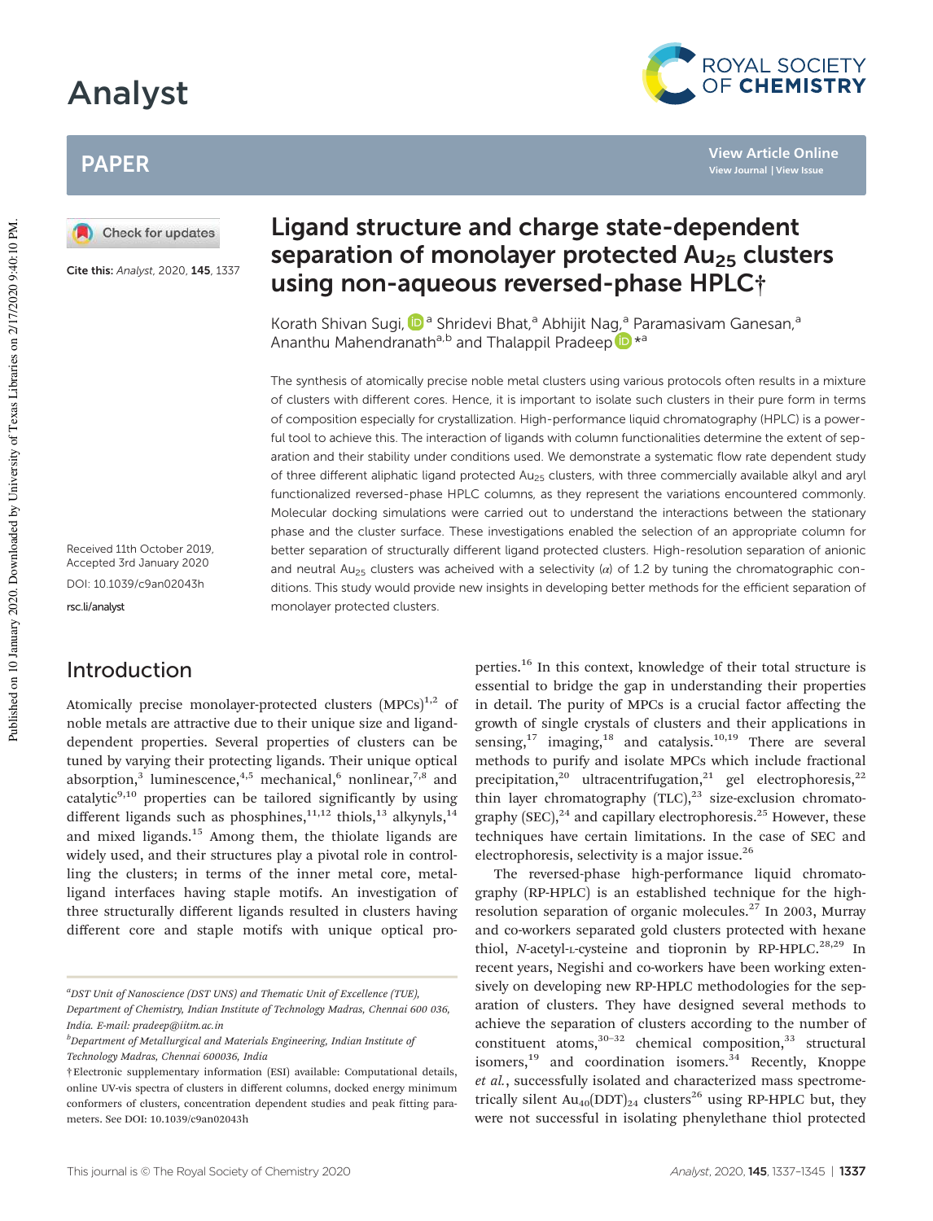# Ligand structure and charge state-dependent separation of monolayer protected $Au_{25}$ clusters using non-aqueous reversed-phase HPLC†

Korath Shivan Sugi,[a] Shridevi Bhat,[a] Abhijit Nag,[a] Paramasivam Ganesan,[a] Ananthu Mahendranath[a,b] and Thalappil Pradeep*[a]

Cite this: *Analyst*, 2020, **145**, 1337

Received 11th October 2019, Accepted 3rd January 2020

DOI: 10.1039/c9an02043h

rsc.li/analyst

The synthesis of atomically precise noble metal clusters using various protocols often results in a mixture of clusters with different cores. Hence, it is important to isolate such clusters in their pure form in terms of composition especially for crystallization. High-performance liquid chromatography (HPLC) is a powerful tool to achieve this. The interaction of ligands with column functionalities determine the extent of separation and their stability under conditions used. We demonstrate a systematic flow rate dependent study of three different aliphatic ligand protected $Au_{25}$ clusters, with three commercially available alkyl and aryl functionalized reversed-phase HPLC columns, as they represent the variations encountered commonly. Molecular docking simulations were carried out to understand the interactions between the stationary phase and the cluster surface. These investigations enabled the selection of an appropriate column for better separation of structurally different ligand protected clusters. High-resolution separation of anionic and neutral $Au_{25}$ clusters was acheived with a selectivity ($\alpha$) of 1.2 by tuning the chromatographic conditions. This study would provide new insights in developing better methods for the efficient separation of monolayer protected clusters.

## Introduction

Atomically precise monolayer-protected clusters (MPCs)[1,2] of noble metals are attractive due to their unique size and ligand-dependent properties. Several properties of clusters can be tuned by varying their protecting ligands. Their unique optical absorption,[3] luminescence,[4,5] mechanical,[6] nonlinear,[7,8] and catalytic[9,10] properties can be tailored significantly by using different ligands such as phosphines,[11,12] thiols,[13] alkynyls,[14] and mixed ligands.[15] Among them, the thiolate ligands are widely used, and their structures play a pivotal role in controlling the clusters; in terms of the inner metal core, metal-ligand interfaces having staple motifs. An investigation of three structurally different ligands resulted in clusters having different core and staple motifs with unique optical properties.[16] In this context, knowledge of their total structure is essential to bridge the gap in understanding their properties in detail. The purity of MPCs is a crucial factor affecting the growth of single crystals of clusters and their applications in sensing,[17] imaging,[18] and catalysis.[10,19] There are several methods to purify and isolate MPCs which include fractional precipitation,[20] ultracentrifugation,[21] gel electrophoresis,[22] thin layer chromatography (TLC),[23] size-exclusion chromatography (SEC),[24] and capillary electrophoresis.[25] However, these techniques have certain limitations. In the case of SEC and electrophoresis, selectivity is a major issue.[26]

The reversed-phase high-performance liquid chromatography (RP-HPLC) is an established technique for the high-resolution separation of organic molecules.[27] In 2003, Murray and co-workers separated gold clusters protected with hexane thiol, *N*-acetyl-L-cysteine and tiopronin by RP-HPLC.[28,29] In recent years, Negishi and co-workers have been working extensively on developing new RP-HPLC methodologies for the separation of clusters. They have designed several methods to achieve the separation of clusters according to the number of constituent atoms,[30–32] chemical composition,[33] structural isomers,[19] and coordination isomers.[34] Recently, Knoppe *et al.*, successfully isolated and characterized mass spectrometrically silent $Au_{40}(DDT)_{24}$ clusters[26] using RP-HPLC but, they were not successful in isolating phenylethane thiol protected

---

[a] DST Unit of Nanoscience (DST UNS) and Thematic Unit of Excellence (TUE), Department of Chemistry, Indian Institute of Technology Madras, Chennai 600 036, India. E-mail: pradeep@iitm.ac.in

[b] Department of Metallurgical and Materials Engineering, Indian Institute of Technology Madras, Chennai 600036, India

† Electronic supplementary information (ESI) available: Computational details, online UV-vis spectra of clusters in different columns, docked energy minimum conformers of clusters, concentration dependent studies and peak fitting parameters. See DOI: 10.1039/c9an02043h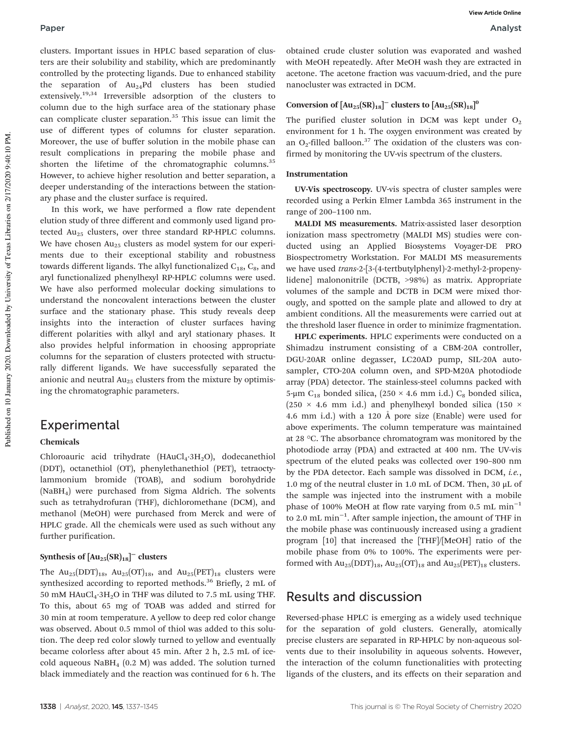clusters. Important issues in HPLC based separation of clusters are their solubility and stability, which are predominantly controlled by the protecting ligands. Due to enhanced stability the separation of $Au_{24}Pd$ clusters has been studied extensively.[19,34] Irreversible adsorption of the clusters to column due to the high surface area of the stationary phase can complicate cluster separation.[35] This issue can limit the use of different types of columns for cluster separation. Moreover, the use of buffer solution in the mobile phase can result complications in preparing the mobile phase and shorten the lifetime of the chromatographic columns.[35] However, to achieve higher resolution and better separation, a deeper understanding of the interactions between the stationary phase and the cluster surface is required.

In this work, we have performed a flow rate dependent elution study of three different and commonly used ligand protected $Au_{25}$ clusters, over three standard RP-HPLC columns. We have chosen $Au_{25}$ clusters as model system for our experiments due to their exceptional stability and robustness towards different ligands. The alkyl functionalized $C_{18}$, $C_8$, and aryl functionalized phenylhexyl RP-HPLC columns were used. We have also performed molecular docking simulations to understand the noncovalent interactions between the cluster surface and the stationary phase. This study reveals deep insights into the interaction of cluster surfaces having different polarities with alkyl and aryl stationary phases. It also provides helpful information in choosing appropriate columns for the separation of clusters protected with structurally different ligands. We have successfully separated the anionic and neutral $Au_{25}$ clusters from the mixture by optimising the chromatographic parameters.

## Experimental

### Chemicals

Chloroauric acid trihydrate ($HAuCl_4 \cdot 3H_2O$), dodecanethiol (DDT), octanethiol (OT), phenylethanethiol (PET), tetraoctylammonium bromide (TOAB), and sodium borohydride ($NaBH_4$) were purchased from Sigma Aldrich. The solvents such as tetrahydrofuran (THF), dichloromethane (DCM), and methanol (MeOH) were purchased from Merck and were of HPLC grade. All the chemicals were used as such without any further purification.

### Synthesis of $[Au_{25}(SR)_{18}]^-$ clusters

The $Au_{25}(DDT)_{18}$, $Au_{25}(OT)_{18}$, and $Au_{25}(PET)_{18}$ clusters were synthesized according to reported methods.[36] Briefly, 2 mL of 50 mM $HAuCl_4 \cdot 3H_2O$ in THF was diluted to 7.5 mL using THF. To this, about 65 mg of TOAB was added and stirred for 30 min at room temperature. A yellow to deep red color change was observed. About 0.5 mmol of thiol was added to this solution. The deep red color slowly turned to yellow and eventually became colorless after about 45 min. After 2 h, 2.5 mL of ice-cold aqueous $NaBH_4$ (0.2 M) was added. The solution turned black immediately and the reaction was continued for 6 h. The obtained crude cluster solution was evaporated and washed with MeOH repeatedly. After MeOH wash they are extracted in acetone. The acetone fraction was vacuum-dried, and the pure nanocluster was extracted in DCM.

### Conversion of $[Au_{25}(SR)_{18}]^-$ clusters to $[Au_{25}(SR)_{18}]^0$

The purified cluster solution in DCM was kept under $O_2$ environment for 1 h. The oxygen environment was created by an $O_2$-filled balloon.[37] The oxidation of the clusters was confirmed by monitoring the UV-vis spectrum of the clusters.

### Instrumentation

**UV-Vis spectroscopy.** UV-vis spectra of cluster samples were recorded using a Perkin Elmer Lambda 365 instrument in the range of 200–1100 nm.

**MALDI MS measurements.** Matrix-assisted laser desorption ionization mass spectrometry (MALDI MS) studies were conducted using an Applied Biosystems Voyager-DE PRO Biospectrometry Workstation. For MALDI MS measurements we have used *trans*-2-[3-(4-tertbutylphenyl)-2-methyl-2-propenylidene] malononitrile (DCTB, >98%) as matrix. Appropriate volumes of the sample and DCTB in DCM were mixed thorougly, and spotted on the sample plate and allowed to dry at ambient conditions. All the measurements were carried out at the threshold laser fluence in order to minimize fragmentation.

**HPLC experiments.** HPLC experiments were conducted on a Shimadzu instrument consisting of a CBM-20A controller, DGU-20AR online degasser, LC20AD pump, SIL-20A autosampler, CTO-20A column oven, and SPD-M20A photodiode array (PDA) detector. The stainless-steel columns packed with 5-μm $C_{18}$ bonded silica, (250 × 4.6 mm i.d.) $C_8$ bonded silica, (250 × 4.6 mm i.d.) and phenylhexyl bonded silica (150 × 4.6 mm i.d.) with a 120 Å pore size (Enable) were used for above experiments. The column temperature was maintained at 28 °C. The absorbance chromatogram was monitored by the photodiode array (PDA) and extracted at 400 nm. The UV-vis spectrum of the eluted peaks was collected over 190–800 nm by the PDA detector. Each sample was dissolved in DCM, *i.e.*, 1.0 mg of the neutral cluster in 1.0 mL of DCM. Then, 30 μL of the sample was injected into the instrument with a mobile phase of 100% MeOH at flow rate varying from 0.5 mL $min^{-1}$ to 2.0 mL $min^{-1}$. After sample injection, the amount of THF in the mobile phase was continuously increased using a gradient program [10] that increased the [THF]/[MeOH] ratio of the mobile phase from 0% to 100%. The experiments were performed with $Au_{25}(DDT)_{18}$, $Au_{25}(OT)_{18}$ and $Au_{25}(PET)_{18}$ clusters.

## Results and discussion

Reversed-phase HPLC is emerging as a widely used technique for the separation of gold clusters. Generally, atomically precise clusters are separated in RP-HPLC by non-aqueous solvents due to their insolubility in aqueous solvents. However, the interaction of the column functionalities with protecting ligands of the clusters, and its effects on their separation and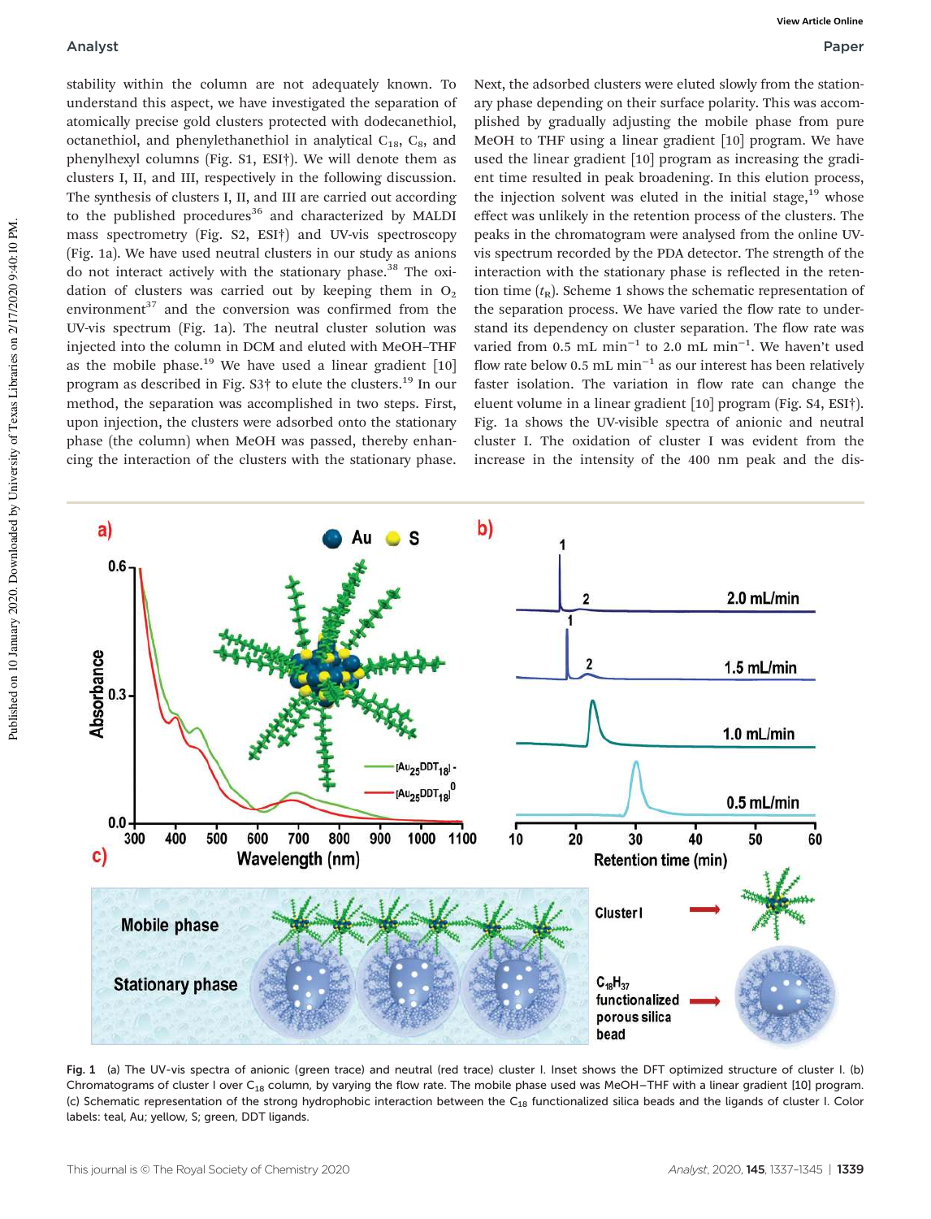stability within the column are not adequately known. To understand this aspect, we have investigated the separation of atomically precise gold clusters protected with dodecanethiol, octanethiol, and phenylethanethiol in analytical $C_{18}$, $C_8$, and phenylhexyl columns (Fig. S1, ESI†). We will denote them as clusters I, II, and III, respectively in the following discussion. The synthesis of clusters I, II, and III are carried out according to the published procedures[36] and characterized by MALDI mass spectrometry (Fig. S2, ESI†) and UV-vis spectroscopy (Fig. 1a). We have used neutral clusters in our study as anions do not interact actively with the stationary phase.[38] The oxidation of clusters was carried out by keeping them in $O_2$ environment[37] and the conversion was confirmed from the UV-vis spectrum (Fig. 1a). The neutral cluster solution was injected into the column in DCM and eluted with MeOH–THF as the mobile phase.[19] We have used a linear gradient [10] program as described in Fig. S3† to elute the clusters.[19] In our method, the separation was accomplished in two steps. First, upon injection, the clusters were adsorbed onto the stationary phase (the column) when MeOH was passed, thereby enhancing the interaction of the clusters with the stationary phase. Next, the adsorbed clusters were eluted slowly from the stationary phase depending on their surface polarity. This was accomplished by gradually adjusting the mobile phase from pure MeOH to THF using a linear gradient [10] program. We have used the linear gradient [10] program as increasing the gradient time resulted in peak broadening. In this elution process, the injection solvent was eluted in the initial stage,[19] whose effect was unlikely in the retention process of the clusters. The peaks in the chromatogram were analysed from the online UV-vis spectrum recorded by the PDA detector. The strength of the interaction with the stationary phase is reflected in the retention time ($t_R$). Scheme 1 shows the schematic representation of the separation process. We have varied the flow rate to understand its dependency on cluster separation. The flow rate was varied from 0.5 mL $min^{-1}$ to 2.0 mL $min^{-1}$. We haven't used flow rate below 0.5 mL $min^{-1}$ as our interest has been relatively faster isolation. The variation in flow rate can change the eluent volume in a linear gradient [10] program (Fig. S4, ESI†). Fig. 1a shows the UV-visible spectra of anionic and neutral cluster I. The oxidation of cluster I was evident from the increase in the intensity of the 400 nm peak and the dis-

Fig. 1 (a) The UV-vis spectra of anionic (green trace) and neutral (red trace) cluster I. Inset shows the DFT optimized structure of cluster I. (b) Chromatograms of cluster I over $C_{18}$ column, by varying the flow rate. The mobile phase used was MeOH–THF with a linear gradient [10] program. (c) Schematic representation of the strong hydrophobic interaction between the $C_{18}$ functionalized silica beads and the ligands of cluster I. Color labels: teal, Au; yellow, S; green, DDT ligands.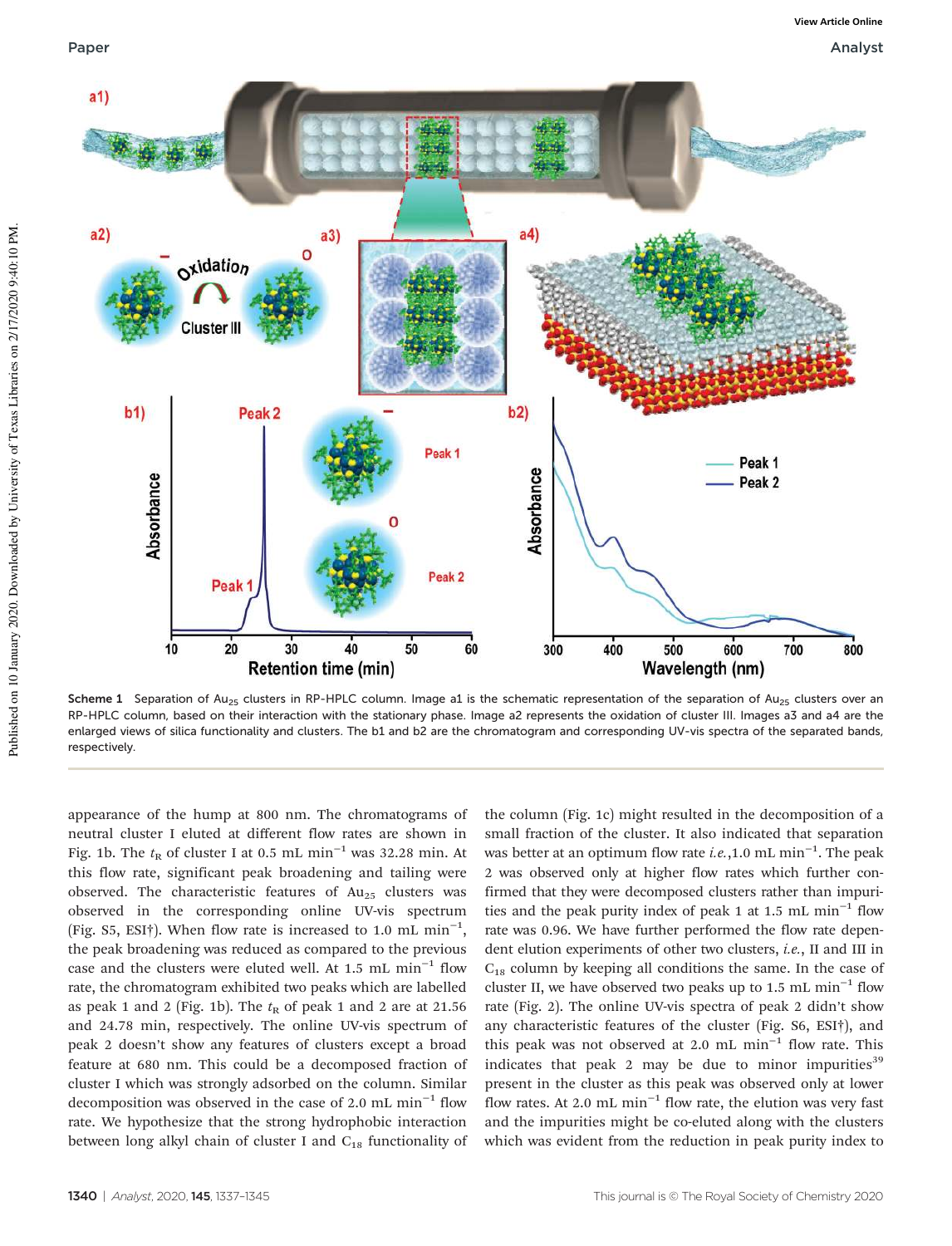Scheme 1 Separation of $Au_{25}$ clusters in RP-HPLC column. Image a1 is the schematic representation of the separation of $Au_{25}$ clusters over an RP-HPLC column, based on their interaction with the stationary phase. Image a2 represents the oxidation of cluster III. Images a3 and a4 are the enlarged views of silica functionality and clusters. The b1 and b2 are the chromatogram and corresponding UV-vis spectra of the separated bands, respectively.

appearance of the hump at 800 nm. The chromatograms of neutral cluster I eluted at different flow rates are shown in Fig. 1b. The $t_R$ of cluster I at 0.5 mL $min^{-1}$ was 32.28 min. At this flow rate, significant peak broadening and tailing were observed. The characteristic features of $Au_{25}$ clusters was observed in the corresponding online UV-vis spectrum (Fig. S5, ESI†). When flow rate is increased to 1.0 mL $min^{-1}$, the peak broadening was reduced as compared to the previous case and the clusters were eluted well. At 1.5 mL $min^{-1}$ flow rate, the chromatogram exhibited two peaks which are labelled as peak 1 and 2 (Fig. 1b). The $t_R$ of peak 1 and 2 are at 21.56 and 24.78 min, respectively. The online UV-vis spectrum of peak 2 doesn't show any features of clusters except a broad feature at 680 nm. This could be a decomposed fraction of cluster I which was strongly adsorbed on the column. Similar decomposition was observed in the case of 2.0 mL $min^{-1}$ flow rate. We hypothesize that the strong hydrophobic interaction between long alkyl chain of cluster I and $C_{18}$ functionality of the column (Fig. 1c) might resulted in the decomposition of a small fraction of the cluster. It also indicated that separation was better at an optimum flow rate *i.e.*,1.0 mL $min^{-1}$. The peak 2 was observed only at higher flow rates which further confirmed that they were decomposed clusters rather than impurities and the peak purity index of peak 1 at 1.5 mL $min^{-1}$ flow rate was 0.96. We have further performed the flow rate dependent elution experiments of other two clusters, *i.e.*, II and III in $C_{18}$ column by keeping all conditions the same. In the case of cluster II, we have observed two peaks up to 1.5 mL $min^{-1}$ flow rate (Fig. 2). The online UV-vis spectra of peak 2 didn't show any characteristic features of the cluster (Fig. S6, ESI†), and this peak was not observed at 2.0 mL $min^{-1}$ flow rate. This indicates that peak 2 may be due to minor impurities[39] present in the cluster as this peak was observed only at lower flow rates. At 2.0 mL $min^{-1}$ flow rate, the elution was very fast and the impurities might be co-eluted along with the clusters which was evident from the reduction in peak purity index to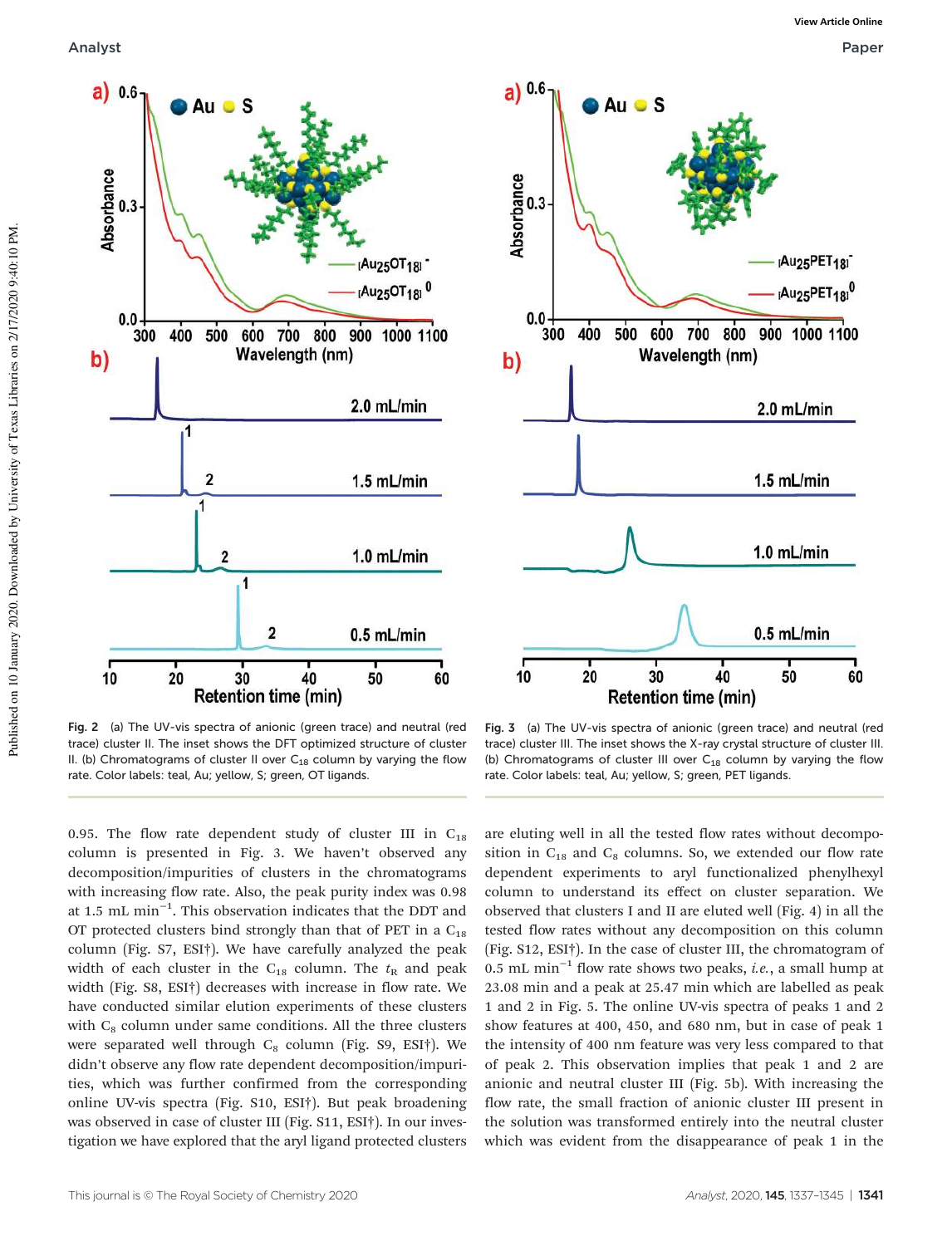Fig. 2 (a) The UV-vis spectra of anionic (green trace) and neutral (red trace) cluster II. The inset shows the DFT optimized structure of cluster II. (b) Chromatograms of cluster II over $C_{18}$ column by varying the flow rate. Color labels: teal, Au; yellow, S; green, OT ligands.

Fig. 3 (a) The UV-vis spectra of anionic (green trace) and neutral (red trace) cluster III. The inset shows the X-ray crystal structure of cluster III. (b) Chromatograms of cluster III over $C_{18}$ column by varying the flow rate. Color labels: teal, Au; yellow, S; green, PET ligands.

0.95. The flow rate dependent study of cluster III in $C_{18}$ column is presented in Fig. 3. We haven't observed any decomposition/impurities of clusters in the chromatograms with increasing flow rate. Also, the peak purity index was 0.98 at 1.5 mL $min^{-1}$. This observation indicates that the DDT and OT protected clusters bind strongly than that of PET in a $C_{18}$ column (Fig. S7, ESI†). We have carefully analyzed the peak width of each cluster in the $C_{18}$ column. The $t_R$ and peak width (Fig. S8, ESI†) decreases with increase in flow rate. We have conducted similar elution experiments of these clusters with $C_8$ column under same conditions. All the three clusters were separated well through $C_8$ column (Fig. S9, ESI†). We didn't observe any flow rate dependent decomposition/impurities, which was further confirmed from the corresponding online UV-vis spectra (Fig. S10, ESI†). But peak broadening was observed in case of cluster III (Fig. S11, ESI†). In our investigation we have explored that the aryl ligand protected clusters are eluting well in all the tested flow rates without decomposition in $C_{18}$ and $C_8$ columns. So, we extended our flow rate dependent experiments to aryl functionalized phenylhexyl column to understand its effect on cluster separation. We observed that clusters I and II are eluted well (Fig. 4) in all the tested flow rates without any decomposition on this column (Fig. S12, ESI†). In the case of cluster III, the chromatogram of 0.5 mL $min^{-1}$ flow rate shows two peaks, *i.e.*, a small hump at 23.08 min and a peak at 25.47 min which are labelled as peak 1 and 2 in Fig. 5. The online UV-vis spectra of peaks 1 and 2 show features at 400, 450, and 680 nm, but in case of peak 1 the intensity of 400 nm feature was very less compared to that of peak 2. This observation implies that peak 1 and 2 are anionic and neutral cluster III (Fig. 5b). With increasing the flow rate, the small fraction of anionic cluster III present in the solution was transformed entirely into the neutral cluster which was evident from the disappearance of peak 1 in the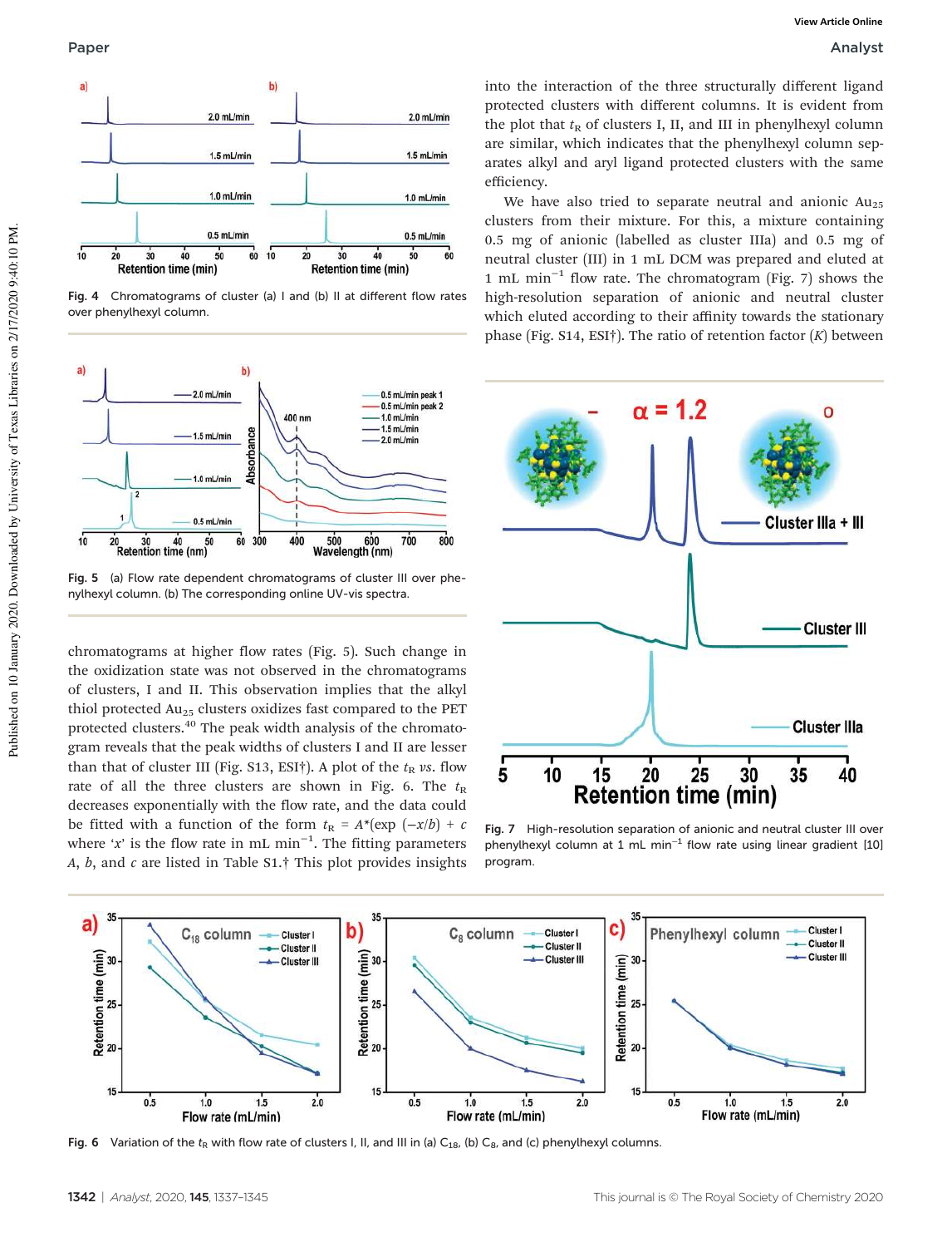Fig. 4 Chromatograms of cluster (a) I and (b) II at different flow rates over phenylhexyl column.

Fig. 5 (a) Flow rate dependent chromatograms of cluster III over phenylhexyl column. (b) The corresponding online UV-vis spectra.

chromatograms at higher flow rates (Fig. 5). Such change in the oxidization state was not observed in the chromatograms of clusters, I and II. This observation implies that the alkyl thiol protected $Au_{25}$ clusters oxidizes fast compared to the PET protected clusters.[40] The peak width analysis of the chromatogram reveals that the peak widths of clusters I and II are lesser than that of cluster III (Fig. S13, ESI†). A plot of the $t_R$ *vs.* flow rate of all the three clusters are shown in Fig. 6. The $t_R$ decreases exponentially with the flow rate, and the data could be fitted with a function of the form $t_R = A^*(\exp(-x/b) + c$ where '$x$' is the flow rate in mL $min^{-1}$. The fitting parameters $A$, $b$, and $c$ are listed in Table S1.† This plot provides insights into the interaction of the three structurally different ligand protected clusters with different columns. It is evident from the plot that $t_R$ of clusters I, II, and III in phenylhexyl column are similar, which indicates that the phenylhexyl column separates alkyl and aryl ligand protected clusters with the same efficiency.

We have also tried to separate neutral and anionic $Au_{25}$ clusters from their mixture. For this, a mixture containing 0.5 mg of anionic (labelled as cluster IIIa) and 0.5 mg of neutral cluster (III) in 1 mL DCM was prepared and eluted at 1 mL $min^{-1}$ flow rate. The chromatogram (Fig. 7) shows the high-resolution separation of anionic and neutral cluster which eluted according to their affinity towards the stationary phase (Fig. S14, ESI†). The ratio of retention factor ($K$) between

Fig. 7 High-resolution separation of anionic and neutral cluster III over phenylhexyl column at 1 mL $min^{-1}$ flow rate using linear gradient [10] program.

Fig. 6 Variation of the $t_R$ with flow rate of clusters I, II, and III in (a) $C_{18}$, (b) $C_8$, and (c) phenylhexyl columns.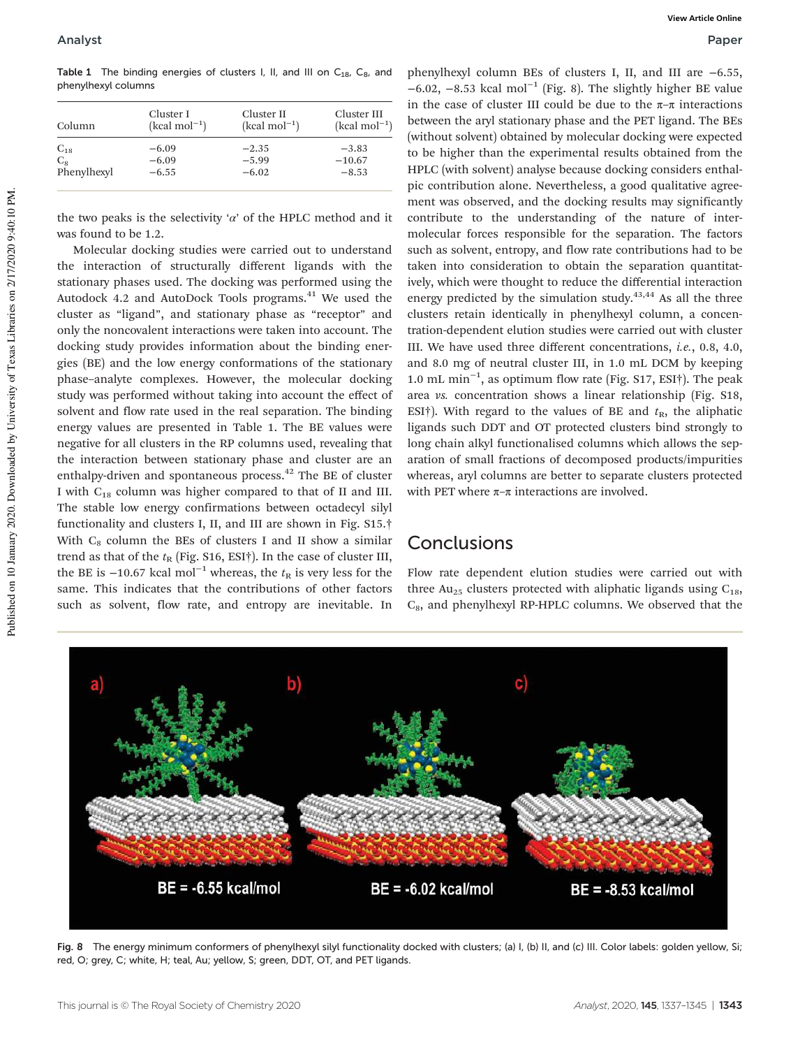Table 1 The binding energies of clusters I, II, and III on $C_{18}$, $C_8$, and phenylhexyl columns

| Column | Cluster I (kcal mol$^{-1}$) | Cluster II (kcal mol$^{-1}$) | Cluster III (kcal mol$^{-1}$) |
|---|---|---|---|
| $C_{18}$ | −6.09 | −2.35 | −3.83 |
| $C_8$ | −6.09 | −5.99 | −10.67 |
| Phenylhexyl | −6.55 | −6.02 | −8.53 |

the two peaks is the selectivity '$\alpha$' of the HPLC method and it was found to be 1.2.

Molecular docking studies were carried out to understand the interaction of structurally different ligands with the stationary phases used. The docking was performed using the Autodock 4.2 and AutoDock Tools programs.[41] We used the cluster as "ligand", and stationary phase as "receptor" and only the noncovalent interactions were taken into account. The docking study provides information about the binding energies (BE) and the low energy conformations of the stationary phase–analyte complexes. However, the molecular docking study was performed without taking into account the effect of solvent and flow rate used in the real separation. The binding energy values are presented in Table 1. The BE values were negative for all clusters in the RP columns used, revealing that the interaction between stationary phase and cluster are an enthalpy-driven and spontaneous process.[42] The BE of cluster I with $C_{18}$ column was higher compared to that of II and III. The stable low energy confirmations between octadecyl silyl functionality and clusters I, II, and III are shown in Fig. S15.† With $C_8$ column the BEs of clusters I and II show a similar trend as that of the $t_R$ (Fig. S16, ESI†). In the case of cluster III, the BE is −10.67 kcal mol$^{-1}$ whereas, the $t_R$ is very less for the same. This indicates that the contributions of other factors such as solvent, flow rate, and entropy are inevitable. In phenylhexyl column BEs of clusters I, II, and III are −6.55, −6.02, −8.53 kcal mol$^{-1}$ (Fig. 8). The slightly higher BE value in the case of cluster III could be due to the π–π interactions between the aryl stationary phase and the PET ligand. The BEs (without solvent) obtained by molecular docking were expected to be higher than the experimental results obtained from the HPLC (with solvent) analyse because docking considers enthalpic contribution alone. Nevertheless, a good qualitative agreement was observed, and the docking results may significantly contribute to the understanding of the nature of intermolecular forces responsible for the separation. The factors such as solvent, entropy, and flow rate contributions had to be taken into consideration to obtain the separation quantitatively, which were thought to reduce the differential interaction energy predicted by the simulation study.[43,44] As all the three clusters retain identically in phenylhexyl column, a concentration-dependent elution studies were carried out with cluster III. We have used three different concentrations, *i.e.*, 0.8, 4.0, and 8.0 mg of neutral cluster III, in 1.0 mL DCM by keeping 1.0 mL min$^{-1}$, as optimum flow rate (Fig. S17, ESI†). The peak area *vs.* concentration shows a linear relationship (Fig. S18, ESI†). With regard to the values of BE and $t_R$, the aliphatic ligands such DDT and OT protected clusters bind strongly to long chain alkyl functionalised columns which allows the separation of small fractions of decomposed products/impurities whereas, aryl columns are better to separate clusters protected with PET where π–π interactions are involved.

## Conclusions

Flow rate dependent elution studies were carried out with three $Au_{25}$ clusters protected with aliphatic ligands using $C_{18}$, $C_8$, and phenylhexyl RP-HPLC columns. We observed that the

Fig. 8 The energy minimum conformers of phenylhexyl silyl functionality docked with clusters; (a) I, (b) II, and (c) III. Color labels: golden yellow, Si; red, O; grey, C; white, H; teal, Au; yellow, S; green, DDT, OT, and PET ligands.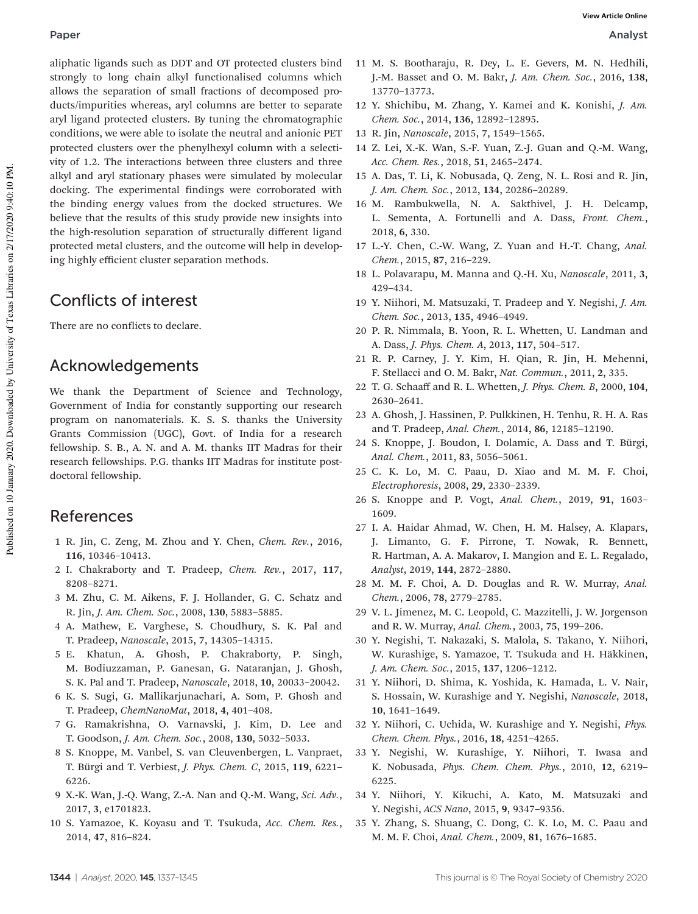aliphatic ligands such as DDT and OT protected clusters bind strongly to long chain alkyl functionalised columns which allows the separation of small fractions of decomposed products/impurities whereas, aryl columns are better to separate aryl ligand protected clusters. By tuning the chromatographic conditions, we were able to isolate the neutral and anionic PET protected clusters over the phenylhexyl column with a selectivity of 1.2. The interactions between three clusters and three alkyl and aryl stationary phases were simulated by molecular docking. The experimental findings were corroborated with the binding energy values from the docked structures. We believe that the results of this study provide new insights into the high-resolution separation of structurally different ligand protected metal clusters, and the outcome will help in developing highly efficient cluster separation methods.

## Conflicts of interest

There are no conflicts to declare.

## Acknowledgements

We thank the Department of Science and Technology, Government of India for constantly supporting our research program on nanomaterials. K. S. S. thanks the University Grants Commission (UGC), Govt. of India for a research fellowship. S. B., A. N. and A. M. thanks IIT Madras for their research fellowships. P.G. thanks IIT Madras for institute post-doctoral fellowship.

## References

1. R. Jin, C. Zeng, M. Zhou and Y. Chen, *Chem. Rev.*, 2016, **116**, 10346–10413.
2. I. Chakraborty and T. Pradeep, *Chem. Rev.*, 2017, **117**, 8208–8271.
3. M. Zhu, C. M. Aikens, F. J. Hollander, G. C. Schatz and R. Jin, *J. Am. Chem. Soc.*, 2008, **130**, 5883–5885.
4. A. Mathew, E. Varghese, S. Choudhury, S. K. Pal and T. Pradeep, *Nanoscale*, 2015, **7**, 14305–14315.
5. E. Khatun, A. Ghosh, P. Chakraborty, P. Singh, M. Bodiuzzaman, P. Ganesan, G. Nataranjan, J. Ghosh, S. K. Pal and T. Pradeep, *Nanoscale*, 2018, **10**, 20033–20042.
6. K. S. Sugi, G. Mallikarjunachari, A. Som, P. Ghosh and T. Pradeep, *ChemNanoMat*, 2018, **4**, 401–408.
7. G. Ramakrishna, O. Varnavski, J. Kim, D. Lee and T. Goodson, *J. Am. Chem. Soc.*, 2008, **130**, 5032–5033.
8. S. Knoppe, M. Vanbel, S. van Cleuvenbergen, L. Vanpraet, T. Bürgi and T. Verbiest, *J. Phys. Chem. C*, 2015, **119**, 6221–6226.
9. X.-K. Wan, J.-Q. Wang, Z.-A. Nan and Q.-M. Wang, *Sci. Adv.*, 2017, **3**, e1701823.
10. S. Yamazoe, K. Koyasu and T. Tsukuda, *Acc. Chem. Res.*, 2014, **47**, 816–824.
11. M. S. Bootharaju, R. Dey, L. E. Gevers, M. N. Hedhili, J.-M. Basset and O. M. Bakr, *J. Am. Chem. Soc.*, 2016, **138**, 13770–13773.
12. Y. Shichibu, M. Zhang, Y. Kamei and K. Konishi, *J. Am. Chem. Soc.*, 2014, **136**, 12892–12895.
13. R. Jin, *Nanoscale*, 2015, **7**, 1549–1565.
14. Z. Lei, X.-K. Wan, S.-F. Yuan, Z.-J. Guan and Q.-M. Wang, *Acc. Chem. Res.*, 2018, **51**, 2465–2474.
15. A. Das, T. Li, K. Nobusada, Q. Zeng, N. L. Rosi and R. Jin, *J. Am. Chem. Soc.*, 2012, **134**, 20286–20289.
16. M. Rambukwella, N. A. Sakthivel, J. H. Delcamp, L. Sementa, A. Fortunelli and A. Dass, *Front. Chem.*, 2018, **6**, 330.
17. L.-Y. Chen, C.-W. Wang, Z. Yuan and H.-T. Chang, *Anal. Chem.*, 2015, **87**, 216–229.
18. L. Polavarapu, M. Manna and Q.-H. Xu, *Nanoscale*, 2011, **3**, 429–434.
19. Y. Niihori, M. Matsuzaki, T. Pradeep and Y. Negishi, *J. Am. Chem. Soc.*, 2013, **135**, 4946–4949.
20. P. R. Nimmala, B. Yoon, R. L. Whetten, U. Landman and A. Dass, *J. Phys. Chem. A*, 2013, **117**, 504–517.
21. R. P. Carney, J. Y. Kim, H. Qian, R. Jin, H. Mehenni, F. Stellacci and O. M. Bakr, *Nat. Commun.*, 2011, **2**, 335.
22. T. G. Schaaff and R. L. Whetten, *J. Phys. Chem. B*, 2000, **104**, 2630–2641.
23. A. Ghosh, J. Hassinen, P. Pulkkinen, H. Tenhu, R. H. A. Ras and T. Pradeep, *Anal. Chem.*, 2014, **86**, 12185–12190.
24. S. Knoppe, J. Boudon, I. Dolamic, A. Dass and T. Bürgi, *Anal. Chem.*, 2011, **83**, 5056–5061.
25. C. K. Lo, M. C. Paau, D. Xiao and M. M. F. Choi, *Electrophoresis*, 2008, **29**, 2330–2339.
26. S. Knoppe and P. Vogt, *Anal. Chem.*, 2019, **91**, 1603–1609.
27. I. A. Haidar Ahmad, W. Chen, H. M. Halsey, A. Klapars, J. Limanto, G. F. Pirrone, T. Nowak, R. Bennett, R. Hartman, A. A. Makarov, I. Mangion and E. L. Regalado, *Analyst*, 2019, **144**, 2872–2880.
28. M. M. F. Choi, A. D. Douglas and R. W. Murray, *Anal. Chem.*, 2006, **78**, 2779–2785.
29. V. L. Jimenez, M. C. Leopold, C. Mazzitelli, J. W. Jorgenson and R. W. Murray, *Anal. Chem.*, 2003, **75**, 199–206.
30. Y. Negishi, T. Nakazaki, S. Malola, S. Takano, Y. Niihori, W. Kurashige, S. Yamazoe, T. Tsukuda and H. Häkkinen, *J. Am. Chem. Soc.*, 2015, **137**, 1206–1212.
31. Y. Niihori, D. Shima, K. Yoshida, K. Hamada, L. V. Nair, S. Hossain, W. Kurashige and Y. Negishi, *Nanoscale*, 2018, **10**, 1641–1649.
32. Y. Niihori, C. Uchida, W. Kurashige and Y. Negishi, *Phys. Chem. Chem. Phys.*, 2016, **18**, 4251–4265.
33. Y. Negishi, W. Kurashige, Y. Niihori, T. Iwasa and K. Nobusada, *Phys. Chem. Chem. Phys.*, 2010, **12**, 6219–6225.
34. Y. Niihori, Y. Kikuchi, A. Kato, M. Matsuzaki and Y. Negishi, *ACS Nano*, 2015, **9**, 9347–9356.
35. Y. Zhang, S. Shuang, C. Dong, C. K. Lo, M. C. Paau and M. M. F. Choi, *Anal. Chem.*, 2009, **81**, 1676–1685.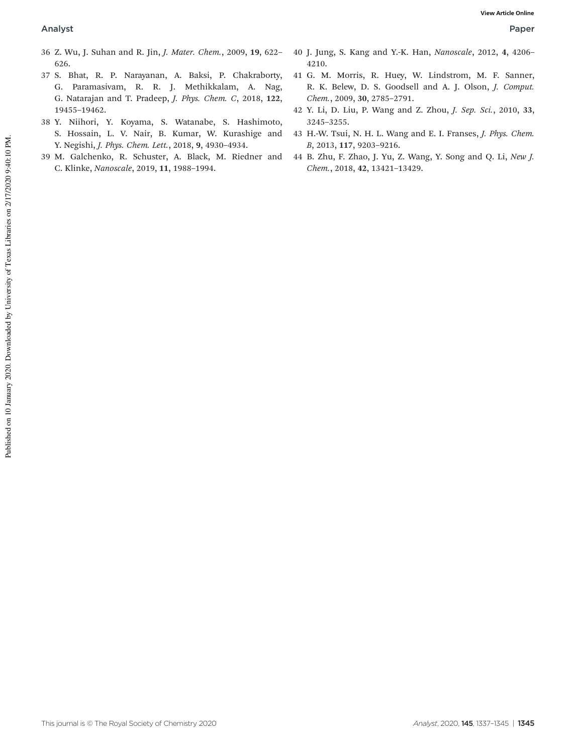36 Z. Wu, J. Suhan and R. Jin, *J. Mater. Chem.*, 2009, **19**, 622–626.

37 S. Bhat, R. P. Narayanan, A. Baksi, P. Chakraborty, G. Paramasivam, R. R. J. Methikkalam, A. Nag, G. Natarajan and T. Pradeep, *J. Phys. Chem. C*, 2018, **122**, 19455–19462.

38 Y. Niihori, Y. Koyama, S. Watanabe, S. Hashimoto, S. Hossain, L. V. Nair, B. Kumar, W. Kurashige and Y. Negishi, *J. Phys. Chem. Lett.*, 2018, **9**, 4930–4934.

39 M. Galchenko, R. Schuster, A. Black, M. Riedner and C. Klinke, *Nanoscale*, 2019, **11**, 1988–1994.

40 J. Jung, S. Kang and Y.-K. Han, *Nanoscale*, 2012, **4**, 4206–4210.

41 G. M. Morris, R. Huey, W. Lindstrom, M. F. Sanner, R. K. Belew, D. S. Goodsell and A. J. Olson, *J. Comput. Chem.*, 2009, **30**, 2785–2791.

42 Y. Li, D. Liu, P. Wang and Z. Zhou, *J. Sep. Sci.*, 2010, **33**, 3245–3255.

43 H.-W. Tsui, N. H. L. Wang and E. I. Franses, *J. Phys. Chem. B*, 2013, **117**, 9203–9216.

44 B. Zhu, F. Zhao, J. Yu, Z. Wang, Y. Song and Q. Li, *New J. Chem.*, 2018, **42**, 13421–13429.